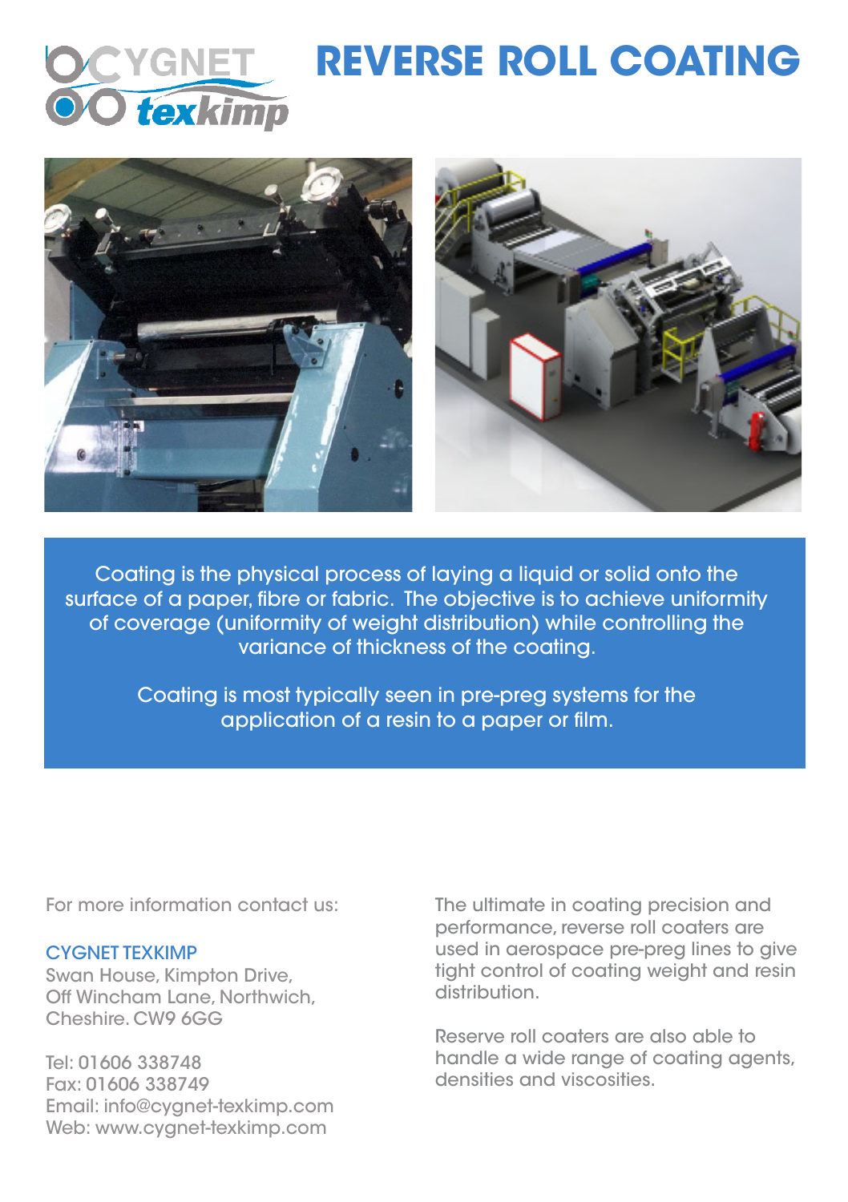# REVERSE ROLL COATING

Coating is the physical process of laying a liquid or solid onto the surface of a paper, fibre or fabric. The objective is to achieve uniformity of coverage (uniformity of weight distribution) while controlling the variance of thickness of the coating.

Coating is most typically seen in pre-preg systems for the application of a resin to a paper or film.

For more information contact us:

CYGNET TEXKIMP
Swan House, Kimpton Drive,
Off Wincham Lane, Northwich,
Cheshire. CW9 6GG

Tel: 01606 338748
Fax: 01606 338749
Email: info@cygnet-texkimp.com
Web: www.cygnet-texkimp.com

The ultimate in coating precision and performance, reverse roll coaters are used in aerospace pre-preg lines to give tight control of coating weight and resin distribution.

Reserve roll coaters are also able to handle a wide range of coating agents, densities and viscosities.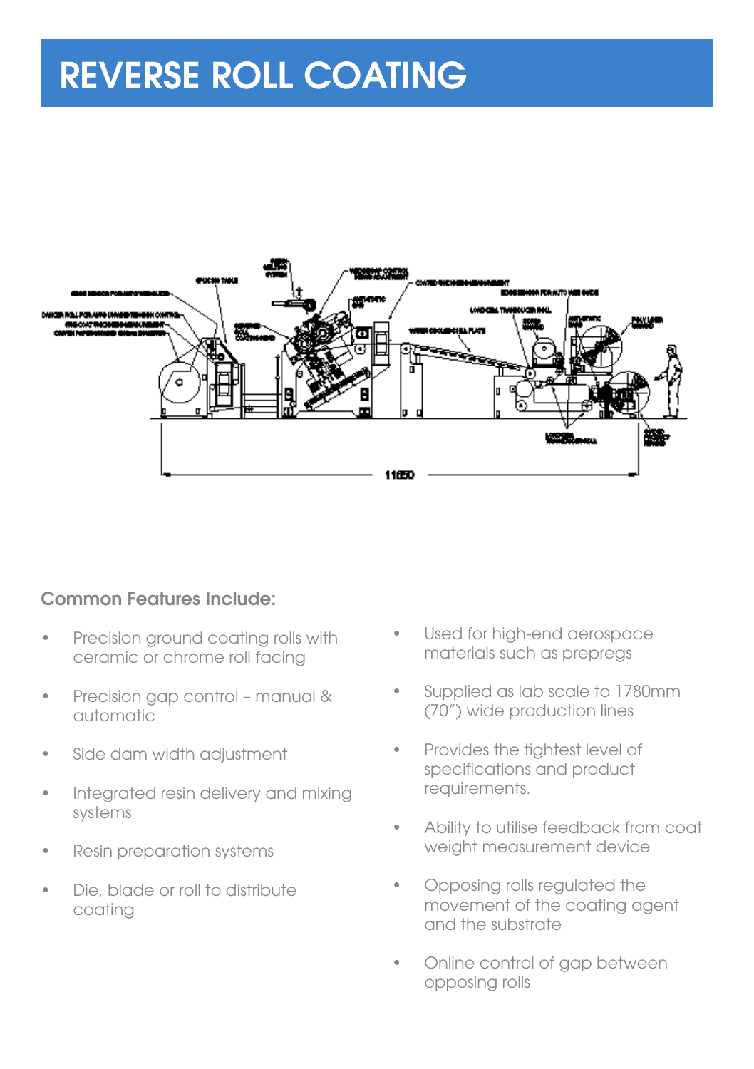# REVERSE ROLL COATING

11850

## Common Features Include:

- Precision ground coating rolls with ceramic or chrome roll facing
- Precision gap control – manual & automatic
- Side dam width adjustment
- Integrated resin delivery and mixing systems
- Resin preparation systems
- Die, blade or roll to distribute coating
- Used for high-end aerospace materials such as prepregs
- Supplied as lab scale to 1780mm (70") wide production lines
- Provides the tightest level of specifications and product requirements.
- Ability to utilise feedback from coat weight measurement device
- Opposing rolls regulated the movement of the coating agent and the substrate
- Online control of gap between opposing rolls